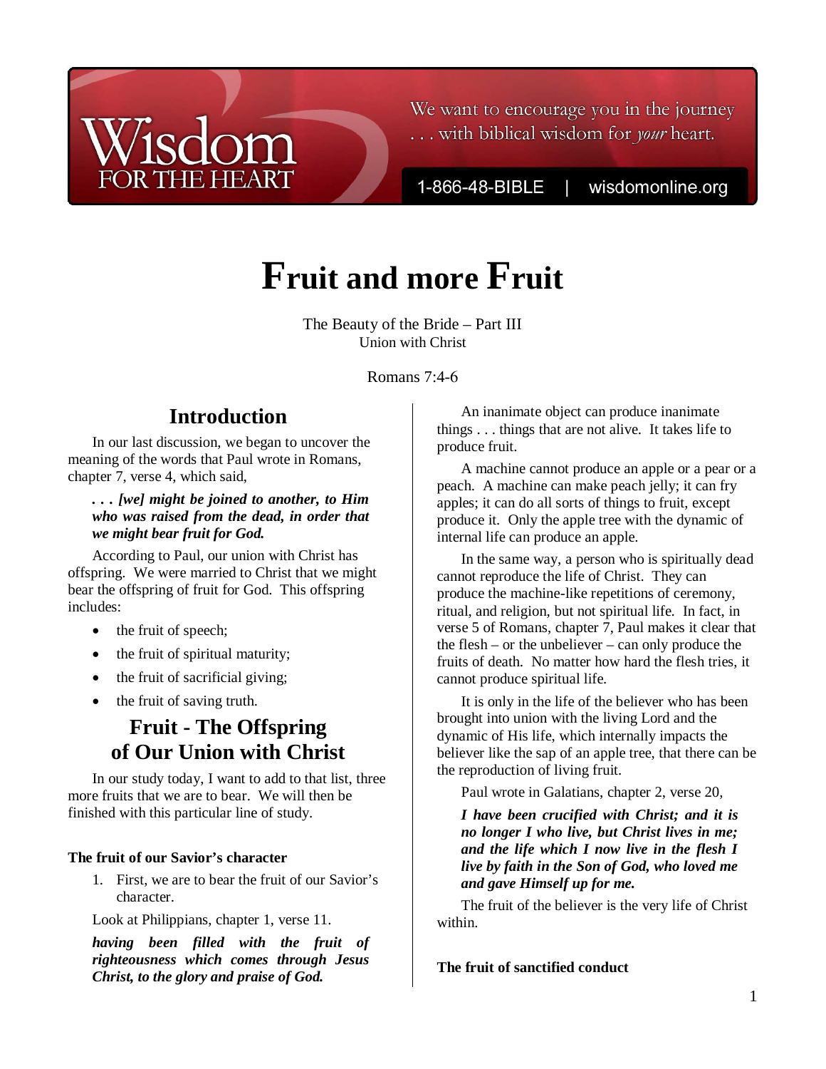# Fruit and more Fruit

The Beauty of the Bride – Part III
Union with Christ

Romans 7:4-6

## Introduction

In our last discussion, we began to uncover the meaning of the words that Paul wrote in Romans, chapter 7, verse 4, which said,

> ***. . . [we] might be joined to another, to Him who was raised from the dead, in order that we might bear fruit for God.***

According to Paul, our union with Christ has offspring. We were married to Christ that we might bear the offspring of fruit for God. This offspring includes:

- the fruit of speech;
- the fruit of spiritual maturity;
- the fruit of sacrificial giving;
- the fruit of saving truth.

## Fruit - The Offspring of Our Union with Christ

In our study today, I want to add to that list, three more fruits that we are to bear. We will then be finished with this particular line of study.

**The fruit of our Savior's character**

1. First, we are to bear the fruit of our Savior's character.

Look at Philippians, chapter 1, verse 11.

***having been filled with the fruit of righteousness which comes through Jesus Christ, to the glory and praise of God.***

An inanimate object can produce inanimate things . . . things that are not alive. It takes life to produce fruit.

A machine cannot produce an apple or a pear or a peach. A machine can make peach jelly; it can fry apples; it can do all sorts of things to fruit, except produce it. Only the apple tree with the dynamic of internal life can produce an apple.

In the same way, a person who is spiritually dead cannot reproduce the life of Christ. They can produce the machine-like repetitions of ceremony, ritual, and religion, but not spiritual life. In fact, in verse 5 of Romans, chapter 7, Paul makes it clear that the flesh – or the unbeliever – can only produce the fruits of death. No matter how hard the flesh tries, it cannot produce spiritual life.

It is only in the life of the believer who has been brought into union with the living Lord and the dynamic of His life, which internally impacts the believer like the sap of an apple tree, that there can be the reproduction of living fruit.

Paul wrote in Galatians, chapter 2, verse 20,

> ***I have been crucified with Christ; and it is no longer I who live, but Christ lives in me; and the life which I now live in the flesh I live by faith in the Son of God, who loved me and gave Himself up for me.***

The fruit of the believer is the very life of Christ within.

**The fruit of sanctified conduct**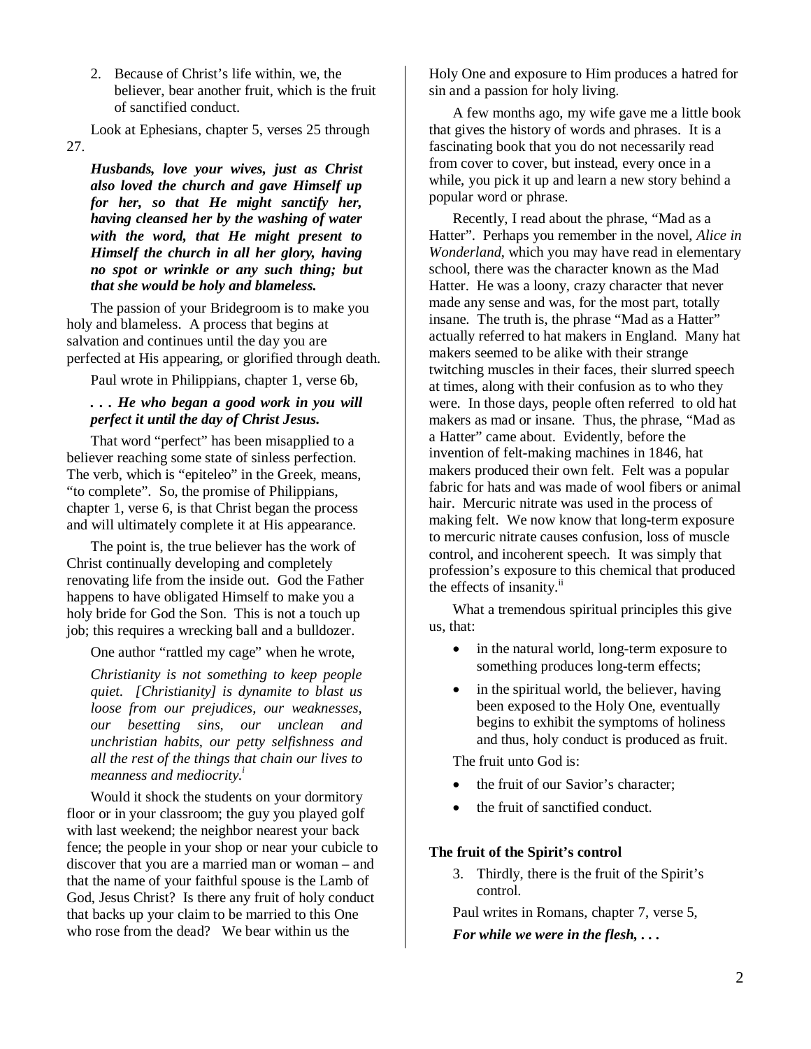2. Because of Christ's life within, we, the believer, bear another fruit, which is the fruit of sanctified conduct.

Look at Ephesians, chapter 5, verses 25 through 27.

> ***Husbands, love your wives, just as Christ also loved the church and gave Himself up for her, so that He might sanctify her, having cleansed her by the washing of water with the word, that He might present to Himself the church in all her glory, having no spot or wrinkle or any such thing; but that she would be holy and blameless.***

The passion of your Bridegroom is to make you holy and blameless. A process that begins at salvation and continues until the day you are perfected at His appearing, or glorified through death.

Paul wrote in Philippians, chapter 1, verse 6b,

> ***. . . He who began a good work in you will perfect it until the day of Christ Jesus.***

That word "perfect" has been misapplied to a believer reaching some state of sinless perfection. The verb, which is "epiteleo" in the Greek, means, "to complete". So, the promise of Philippians, chapter 1, verse 6, is that Christ began the process and will ultimately complete it at His appearance.

The point is, the true believer has the work of Christ continually developing and completely renovating life from the inside out. God the Father happens to have obligated Himself to make you a holy bride for God the Son. This is not a touch up job; this requires a wrecking ball and a bulldozer.

One author "rattled my cage" when he wrote,

> *Christianity is not something to keep people quiet. [Christianity] is dynamite to blast us loose from our prejudices, our weaknesses, our besetting sins, our unclean and unchristian habits, our petty selfishness and all the rest of the things that chain our lives to meanness and mediocrity.*[i]

Would it shock the students on your dormitory floor or in your classroom; the guy you played golf with last weekend; the neighbor nearest your back fence; the people in your shop or near your cubicle to discover that you are a married man or woman – and that the name of your faithful spouse is the Lamb of God, Jesus Christ? Is there any fruit of holy conduct that backs up your claim to be married to this One who rose from the dead? We bear within us the Holy One and exposure to Him produces a hatred for sin and a passion for holy living.

A few months ago, my wife gave me a little book that gives the history of words and phrases. It is a fascinating book that you do not necessarily read from cover to cover, but instead, every once in a while, you pick it up and learn a new story behind a popular word or phrase.

Recently, I read about the phrase, "Mad as a Hatter". Perhaps you remember in the novel, *Alice in Wonderland*, which you may have read in elementary school, there was the character known as the Mad Hatter. He was a loony, crazy character that never made any sense and was, for the most part, totally insane. The truth is, the phrase "Mad as a Hatter" actually referred to hat makers in England. Many hat makers seemed to be alike with their strange twitching muscles in their faces, their slurred speech at times, along with their confusion as to who they were. In those days, people often referred to old hat makers as mad or insane. Thus, the phrase, "Mad as a Hatter" came about. Evidently, before the invention of felt-making machines in 1846, hat makers produced their own felt. Felt was a popular fabric for hats and was made of wool fibers or animal hair. Mercuric nitrate was used in the process of making felt. We now know that long-term exposure to mercuric nitrate causes confusion, loss of muscle control, and incoherent speech. It was simply that profession's exposure to this chemical that produced the effects of insanity.[ii]

What a tremendous spiritual principles this give us, that:

- in the natural world, long-term exposure to something produces long-term effects;
- in the spiritual world, the believer, having been exposed to the Holy One, eventually begins to exhibit the symptoms of holiness and thus, holy conduct is produced as fruit.

The fruit unto God is:

- the fruit of our Savior's character;
- the fruit of sanctified conduct.

**The fruit of the Spirit's control**

3. Thirdly, there is the fruit of the Spirit's control.

Paul writes in Romans, chapter 7, verse 5,

***For while we were in the flesh, . . .***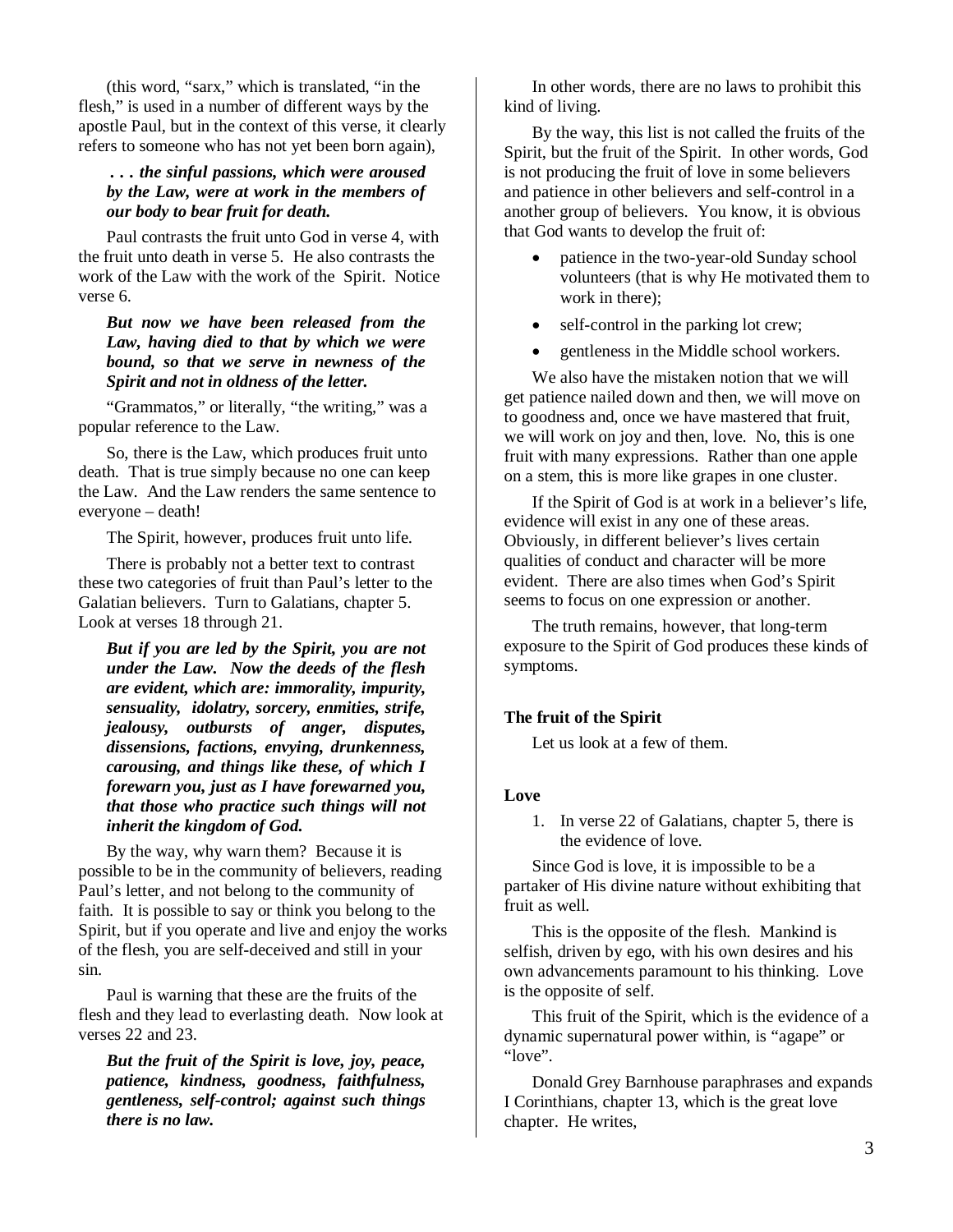(this word, "sarx," which is translated, "in the flesh," is used in a number of different ways by the apostle Paul, but in the context of this verse, it clearly refers to someone who has not yet been born again),

***. . . the sinful passions, which were aroused by the Law, were at work in the members of our body to bear fruit for death.***

Paul contrasts the fruit unto God in verse 4, with the fruit unto death in verse 5. He also contrasts the work of the Law with the work of the Spirit. Notice verse 6.

***But now we have been released from the Law, having died to that by which we were bound, so that we serve in newness of the Spirit and not in oldness of the letter.***

"Grammatos," or literally, "the writing," was a popular reference to the Law.

So, there is the Law, which produces fruit unto death. That is true simply because no one can keep the Law. And the Law renders the same sentence to everyone – death!

The Spirit, however, produces fruit unto life.

There is probably not a better text to contrast these two categories of fruit than Paul's letter to the Galatian believers. Turn to Galatians, chapter 5. Look at verses 18 through 21.

***But if you are led by the Spirit, you are not under the Law. Now the deeds of the flesh are evident, which are: immorality, impurity, sensuality, idolatry, sorcery, enmities, strife, jealousy, outbursts of anger, disputes, dissensions, factions, envying, drunkenness, carousing, and things like these, of which I forewarn you, just as I have forewarned you, that those who practice such things will not inherit the kingdom of God.***

By the way, why warn them? Because it is possible to be in the community of believers, reading Paul's letter, and not belong to the community of faith. It is possible to say or think you belong to the Spirit, but if you operate and live and enjoy the works of the flesh, you are self-deceived and still in your sin.

Paul is warning that these are the fruits of the flesh and they lead to everlasting death. Now look at verses 22 and 23.

***But the fruit of the Spirit is love, joy, peace, patience, kindness, goodness, faithfulness, gentleness, self-control; against such things there is no law.***

In other words, there are no laws to prohibit this kind of living.

By the way, this list is not called the fruits of the Spirit, but the fruit of the Spirit. In other words, God is not producing the fruit of love in some believers and patience in other believers and self-control in a another group of believers. You know, it is obvious that God wants to develop the fruit of:

- patience in the two-year-old Sunday school volunteers (that is why He motivated them to work in there);
- self-control in the parking lot crew;
- gentleness in the Middle school workers.

We also have the mistaken notion that we will get patience nailed down and then, we will move on to goodness and, once we have mastered that fruit, we will work on joy and then, love. No, this is one fruit with many expressions. Rather than one apple on a stem, this is more like grapes in one cluster.

If the Spirit of God is at work in a believer's life, evidence will exist in any one of these areas. Obviously, in different believer's lives certain qualities of conduct and character will be more evident. There are also times when God's Spirit seems to focus on one expression or another.

The truth remains, however, that long-term exposure to the Spirit of God produces these kinds of symptoms.

**The fruit of the Spirit**

Let us look at a few of them.

**Love**

1. In verse 22 of Galatians, chapter 5, there is the evidence of love.

Since God is love, it is impossible to be a partaker of His divine nature without exhibiting that fruit as well.

This is the opposite of the flesh. Mankind is selfish, driven by ego, with his own desires and his own advancements paramount to his thinking. Love is the opposite of self.

This fruit of the Spirit, which is the evidence of a dynamic supernatural power within, is "agape" or "love".

Donald Grey Barnhouse paraphrases and expands I Corinthians, chapter 13, which is the great love chapter. He writes,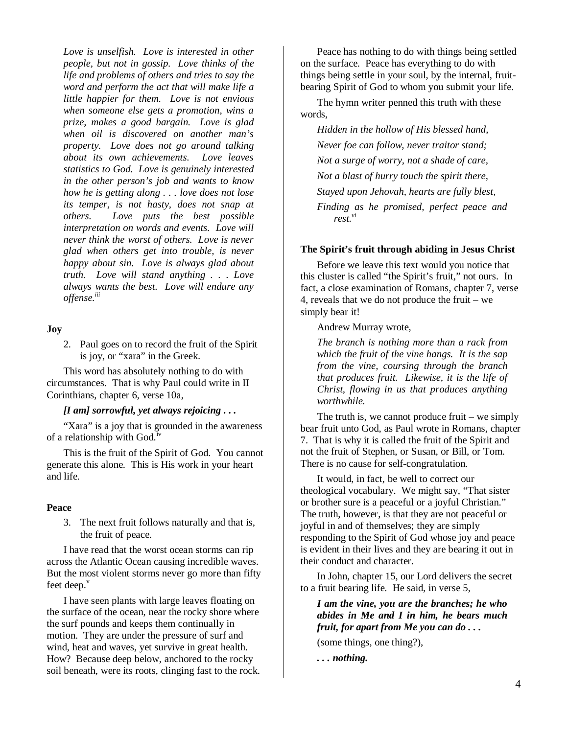*Love is unselfish. Love is interested in other people, but not in gossip. Love thinks of the life and problems of others and tries to say the word and perform the act that will make life a little happier for them. Love is not envious when someone else gets a promotion, wins a prize, makes a good bargain. Love is glad when oil is discovered on another man's property. Love does not go around talking about its own achievements. Love leaves statistics to God. Love is genuinely interested in the other person's job and wants to know how he is getting along . . . love does not lose its temper, is not hasty, does not snap at others. Love puts the best possible interpretation on words and events. Love will never think the worst of others. Love is never glad when others get into trouble, is never happy about sin. Love is always glad about truth. Love will stand anything . . . Love always wants the best. Love will endure any offense.*[iii]

**Joy**

2. Paul goes on to record the fruit of the Spirit is joy, or "xara" in the Greek.

This word has absolutely nothing to do with circumstances. That is why Paul could write in II Corinthians, chapter 6, verse 10a,

***[I am] sorrowful, yet always rejoicing . . .***

"Xara" is a joy that is grounded in the awareness of a relationship with God.[iv]

This is the fruit of the Spirit of God. You cannot generate this alone. This is His work in your heart and life.

**Peace**

3. The next fruit follows naturally and that is, the fruit of peace.

I have read that the worst ocean storms can rip across the Atlantic Ocean causing incredible waves. But the most violent storms never go more than fifty feet deep.[v]

I have seen plants with large leaves floating on the surface of the ocean, near the rocky shore where the surf pounds and keeps them continually in motion. They are under the pressure of surf and wind, heat and waves, yet survive in great health. How? Because deep below, anchored to the rocky soil beneath, were its roots, clinging fast to the rock.

Peace has nothing to do with things being settled on the surface. Peace has everything to do with things being settle in your soul, by the internal, fruit-bearing Spirit of God to whom you submit your life.

The hymn writer penned this truth with these words,

*Hidden in the hollow of His blessed hand,*
*Never foe can follow, never traitor stand;*
*Not a surge of worry, not a shade of care,*
*Not a blast of hurry touch the spirit there,*
*Stayed upon Jehovah, hearts are fully blest,*
*Finding as he promised, perfect peace and rest.*[vi]

**The Spirit's fruit through abiding in Jesus Christ**

Before we leave this text would you notice that this cluster is called "the Spirit's fruit," not ours. In fact, a close examination of Romans, chapter 7, verse 4, reveals that we do not produce the fruit – we simply bear it!

Andrew Murray wrote,

*The branch is nothing more than a rack from which the fruit of the vine hangs. It is the sap from the vine, coursing through the branch that produces fruit. Likewise, it is the life of Christ, flowing in us that produces anything worthwhile.*

The truth is, we cannot produce fruit – we simply bear fruit unto God, as Paul wrote in Romans, chapter 7. That is why it is called the fruit of the Spirit and not the fruit of Stephen, or Susan, or Bill, or Tom. There is no cause for self-congratulation.

It would, in fact, be well to correct our theological vocabulary. We might say, "That sister or brother sure is a peaceful or a joyful Christian." The truth, however, is that they are not peaceful or joyful in and of themselves; they are simply responding to the Spirit of God whose joy and peace is evident in their lives and they are bearing it out in their conduct and character.

In John, chapter 15, our Lord delivers the secret to a fruit bearing life. He said, in verse 5,

***I am the vine, you are the branches; he who abides in Me and I in him, he bears much fruit, for apart from Me you can do . . .***

(some things, one thing?),

***. . . nothing.***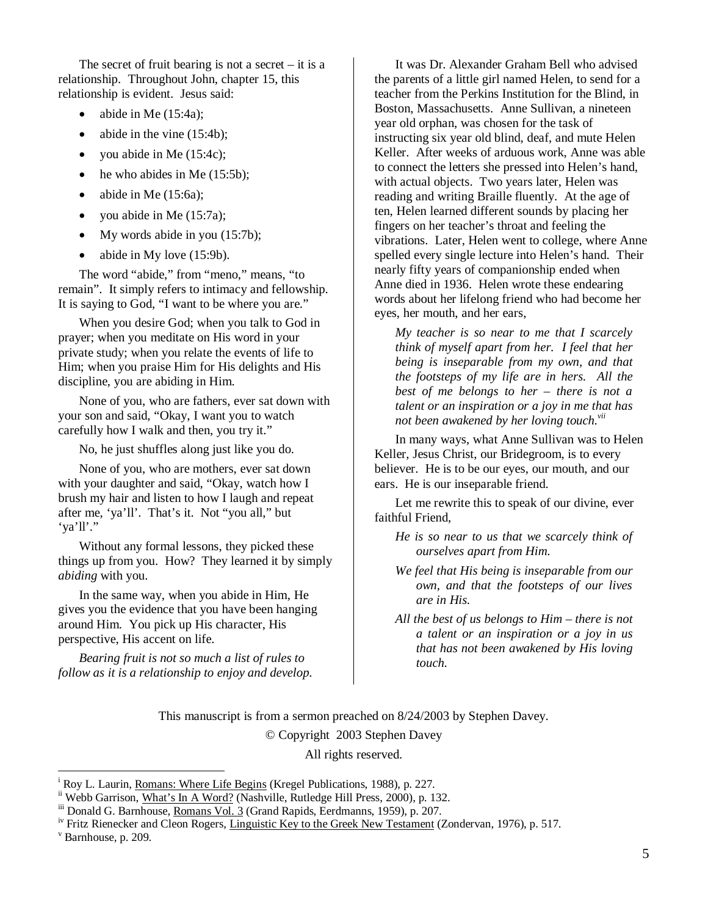The secret of fruit bearing is not a secret – it is a relationship. Throughout John, chapter 15, this relationship is evident. Jesus said:

- abide in Me (15:4a);
- abide in the vine (15:4b);
- you abide in Me (15:4c);
- he who abides in Me (15:5b);
- abide in Me (15:6a);
- you abide in Me (15:7a);
- My words abide in you (15:7b);
- abide in My love (15:9b).

The word "abide," from "meno," means, "to remain". It simply refers to intimacy and fellowship. It is saying to God, "I want to be where you are."

When you desire God; when you talk to God in prayer; when you meditate on His word in your private study; when you relate the events of life to Him; when you praise Him for His delights and His discipline, you are abiding in Him.

None of you, who are fathers, ever sat down with your son and said, "Okay, I want you to watch carefully how I walk and then, you try it."

No, he just shuffles along just like you do.

None of you, who are mothers, ever sat down with your daughter and said, "Okay, watch how I brush my hair and listen to how I laugh and repeat after me, 'ya'll'. That's it. Not "you all," but 'ya'll'."

Without any formal lessons, they picked these things up from you. How? They learned it by simply *abiding* with you.

In the same way, when you abide in Him, He gives you the evidence that you have been hanging around Him. You pick up His character, His perspective, His accent on life.

*Bearing fruit is not so much a list of rules to follow as it is a relationship to enjoy and develop.*

It was Dr. Alexander Graham Bell who advised the parents of a little girl named Helen, to send for a teacher from the Perkins Institution for the Blind, in Boston, Massachusetts. Anne Sullivan, a nineteen year old orphan, was chosen for the task of instructing six year old blind, deaf, and mute Helen Keller. After weeks of arduous work, Anne was able to connect the letters she pressed into Helen's hand, with actual objects. Two years later, Helen was reading and writing Braille fluently. At the age of ten, Helen learned different sounds by placing her fingers on her teacher's throat and feeling the vibrations. Later, Helen went to college, where Anne spelled every single lecture into Helen's hand. Their nearly fifty years of companionship ended when Anne died in 1936. Helen wrote these endearing words about her lifelong friend who had become her eyes, her mouth, and her ears,

> *My teacher is so near to me that I scarcely think of myself apart from her. I feel that her being is inseparable from my own, and that the footsteps of my life are in hers. All the best of me belongs to her – there is not a talent or an inspiration or a joy in me that has not been awakened by her loving touch.*[vii]

In many ways, what Anne Sullivan was to Helen Keller, Jesus Christ, our Bridegroom, is to every believer. He is to be our eyes, our mouth, and our ears. He is our inseparable friend.

Let me rewrite this to speak of our divine, ever faithful Friend,

> *He is so near to us that we scarcely think of ourselves apart from Him.*
>
> *We feel that His being is inseparable from our own, and that the footsteps of our lives are in His.*
>
> *All the best of us belongs to Him – there is not a talent or an inspiration or a joy in us that has not been awakened by His loving touch.*

This manuscript is from a sermon preached on 8/24/2003 by Stephen Davey.

© Copyright 2003 Stephen Davey

All rights reserved.

---

[i] Roy L. Laurin, Romans: Where Life Begins (Kregel Publications, 1988), p. 227.

[ii] Webb Garrison, What's In A Word? (Nashville, Rutledge Hill Press, 2000), p. 132.

[iii] Donald G. Barnhouse, Romans Vol. 3 (Grand Rapids, Eerdmanns, 1959), p. 207.

[iv] Fritz Rienecker and Cleon Rogers, Linguistic Key to the Greek New Testament (Zondervan, 1976), p. 517.

[v] Barnhouse, p. 209.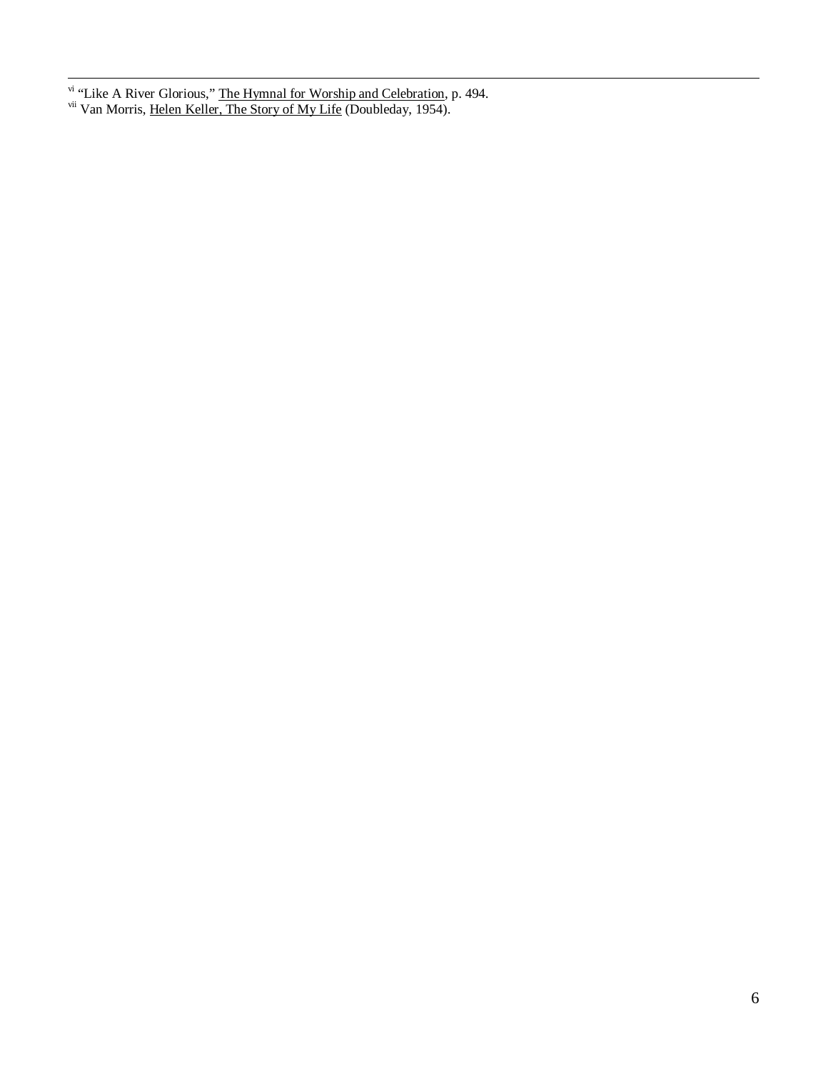---

[vi] "Like A River Glorious," The Hymnal for Worship and Celebration, p. 494.
[vii] Van Morris, Helen Keller, The Story of My Life (Doubleday, 1954).